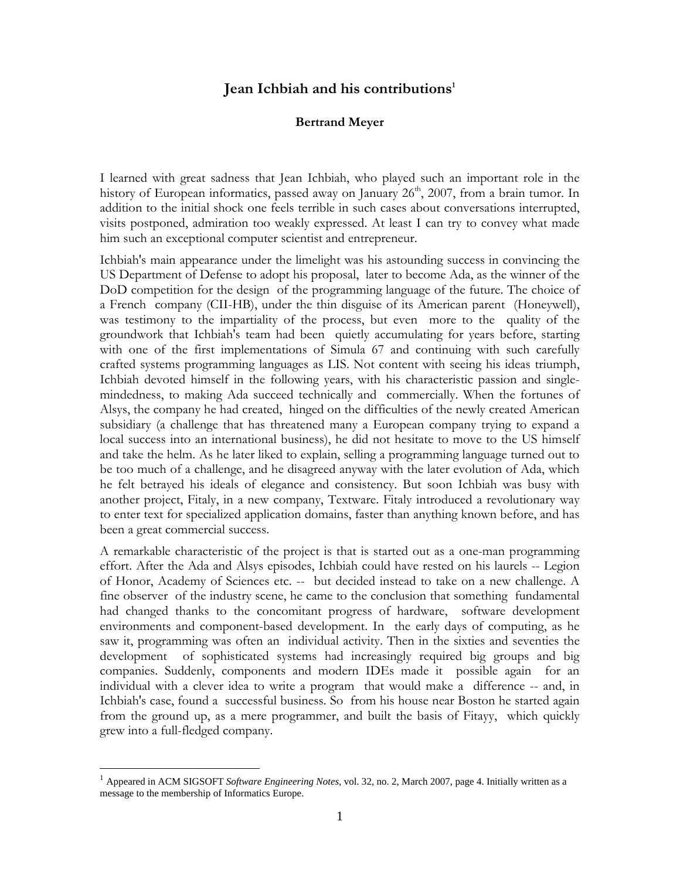# Jean Ichbiah and his contributions[1]

**Bertrand Meyer**

I learned with great sadness that Jean Ichbiah, who played such an important role in the history of European informatics, passed away on January 26th, 2007, from a brain tumor. In addition to the initial shock one feels terrible in such cases about conversations interrupted, visits postponed, admiration too weakly expressed. At least I can try to convey what made him such an exceptional computer scientist and entrepreneur.

Ichbiah's main appearance under the limelight was his astounding success in convincing the US Department of Defense to adopt his proposal, later to become Ada, as the winner of the DoD competition for the design of the programming language of the future. The choice of a French company (CII-HB), under the thin disguise of its American parent (Honeywell), was testimony to the impartiality of the process, but even more to the quality of the groundwork that Ichbiah's team had been quietly accumulating for years before, starting with one of the first implementations of Simula 67 and continuing with such carefully crafted systems programming languages as LIS. Not content with seeing his ideas triumph, Ichbiah devoted himself in the following years, with his characteristic passion and single-mindedness, to making Ada succeed technically and commercially. When the fortunes of Alsys, the company he had created, hinged on the difficulties of the newly created American subsidiary (a challenge that has threatened many a European company trying to expand a local success into an international business), he did not hesitate to move to the US himself and take the helm. As he later liked to explain, selling a programming language turned out to be too much of a challenge, and he disagreed anyway with the later evolution of Ada, which he felt betrayed his ideals of elegance and consistency. But soon Ichbiah was busy with another project, Fitaly, in a new company, Textware. Fitaly introduced a revolutionary way to enter text for specialized application domains, faster than anything known before, and has been a great commercial success.

A remarkable characteristic of the project is that is started out as a one-man programming effort. After the Ada and Alsys episodes, Ichbiah could have rested on his laurels -- Legion of Honor, Academy of Sciences etc. -- but decided instead to take on a new challenge. A fine observer of the industry scene, he came to the conclusion that something fundamental had changed thanks to the concomitant progress of hardware, software development environments and component-based development. In the early days of computing, as he saw it, programming was often an individual activity. Then in the sixties and seventies the development of sophisticated systems had increasingly required big groups and big companies. Suddenly, components and modern IDEs made it possible again for an individual with a clever idea to write a program that would make a difference -- and, in Ichbiah's case, found a successful business. So from his house near Boston he started again from the ground up, as a mere programmer, and built the basis of Fitayy, which quickly grew into a full-fledged company.

---

[1] Appeared in ACM SIGSOFT *Software Engineering Notes*, vol. 32, no. 2, March 2007, page 4. Initially written as a message to the membership of Informatics Europe.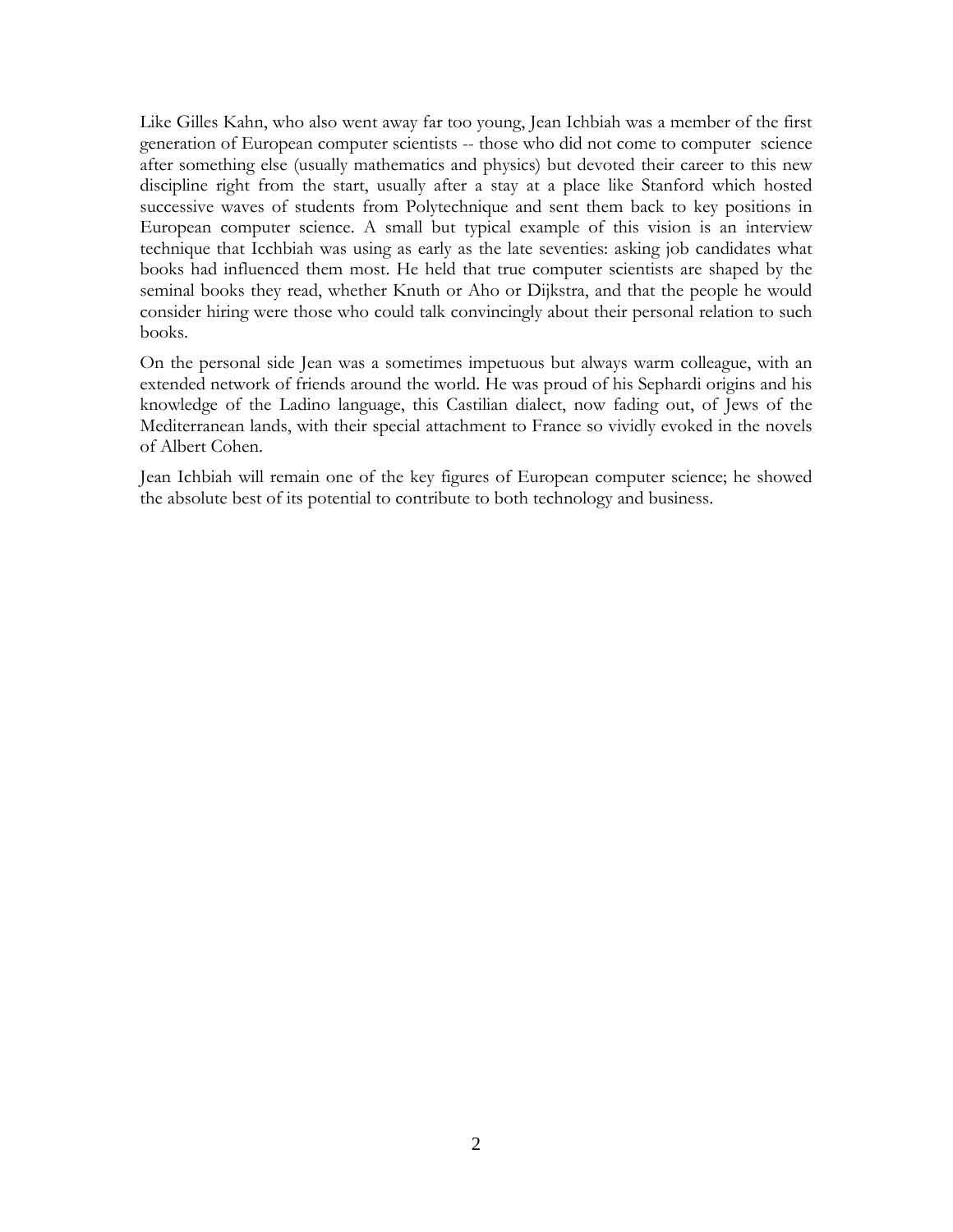Like Gilles Kahn, who also went away far too young, Jean Ichbiah was a member of the first generation of European computer scientists -- those who did not come to computer science after something else (usually mathematics and physics) but devoted their career to this new discipline right from the start, usually after a stay at a place like Stanford which hosted successive waves of students from Polytechnique and sent them back to key positions in European computer science. A small but typical example of this vision is an interview technique that Icchbiah was using as early as the late seventies: asking job candidates what books had influenced them most. He held that true computer scientists are shaped by the seminal books they read, whether Knuth or Aho or Dijkstra, and that the people he would consider hiring were those who could talk convincingly about their personal relation to such books.

On the personal side Jean was a sometimes impetuous but always warm colleague, with an extended network of friends around the world. He was proud of his Sephardi origins and his knowledge of the Ladino language, this Castilian dialect, now fading out, of Jews of the Mediterranean lands, with their special attachment to France so vividly evoked in the novels of Albert Cohen.

Jean Ichbiah will remain one of the key figures of European computer science; he showed the absolute best of its potential to contribute to both technology and business.